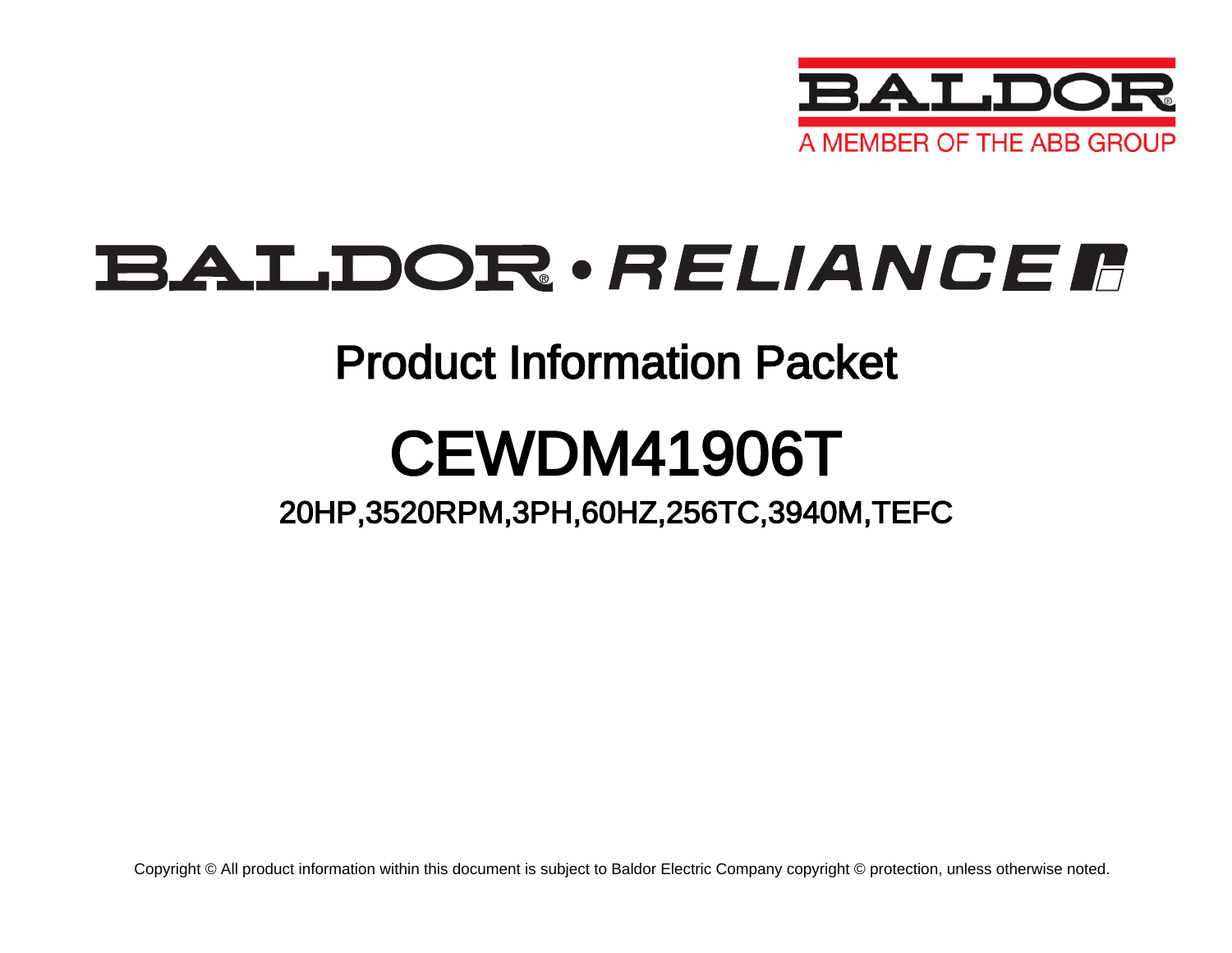BALDOR

A MEMBER OF THE ABB GROUP

# BALDOR • RELIANCE

## Product Information Packet

# CEWDM41906T

### 20HP,3520RPM,3PH,60HZ,256TC,3940M,TEFC

Copyright © All product information within this document is subject to Baldor Electric Company copyright © protection, unless otherwise noted.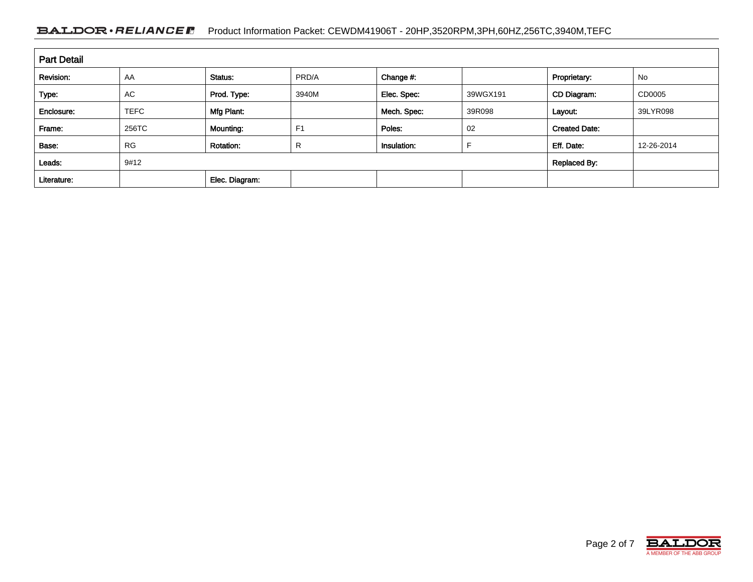## Part Detail

| Revision: | AA | Status: | PRD/A | Change #: | | Proprietary: | No |
|---|---|---|---|---|---|---|---|
| Type: | AC | Prod. Type: | 3940M | Elec. Spec: | 39WGX191 | CD Diagram: | CD0005 |
| Enclosure: | TEFC | Mfg Plant: | | Mech. Spec: | 39R098 | Layout: | 39LYR098 |
| Frame: | 256TC | Mounting: | F1 | Poles: | 02 | Created Date: | |
| Base: | RG | Rotation: | R | Insulation: | F | Eff. Date: | 12-26-2014 |
| Leads: | 9#12 | | | | | Replaced By: | |
| Literature: | | Elec. Diagram: | | | | | |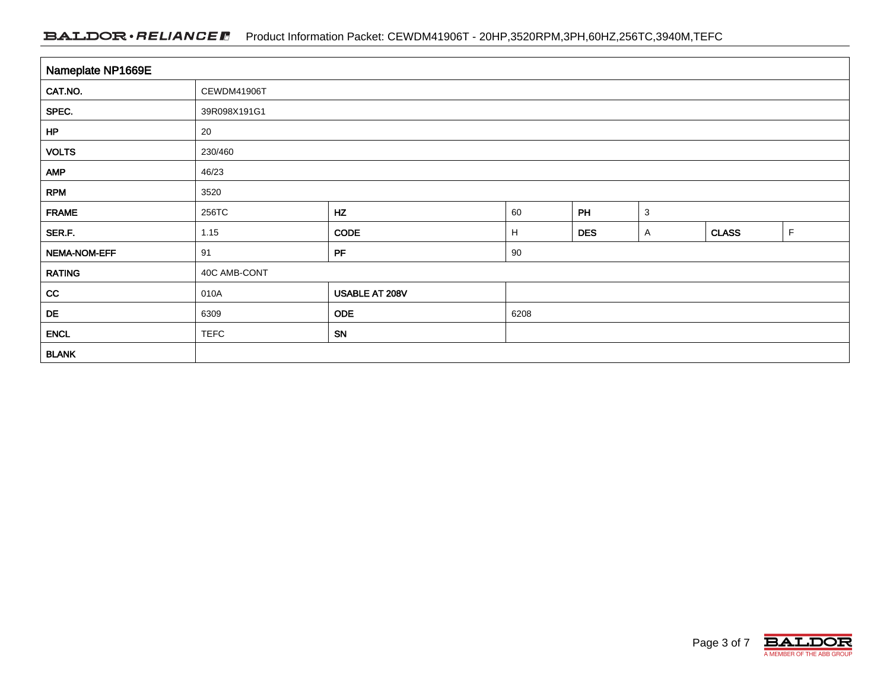| Nameplate NP1669E | | | | | | | |
|---|---|---|---|---|---|---|---|
| CAT.NO. | CEWDM41906T | | | | | | |
| SPEC. | 39R098X191G1 | | | | | | |
| HP | 20 | | | | | | |
| VOLTS | 230/460 | | | | | | |
| AMP | 46/23 | | | | | | |
| RPM | 3520 | | | | | | |
| FRAME | 256TC | HZ | 60 | PH | 3 | | |
| SER.F. | 1.15 | CODE | H | DES | A | CLASS | F |
| NEMA-NOM-EFF | 91 | PF | 90 | | | | |
| RATING | 40C AMB-CONT | | | | | | |
| CC | 010A | USABLE AT 208V | | | | | |
| DE | 6309 | ODE | 6208 | | | | |
| ENCL | TEFC | SN | | | | | |
| BLANK | | | | | | | |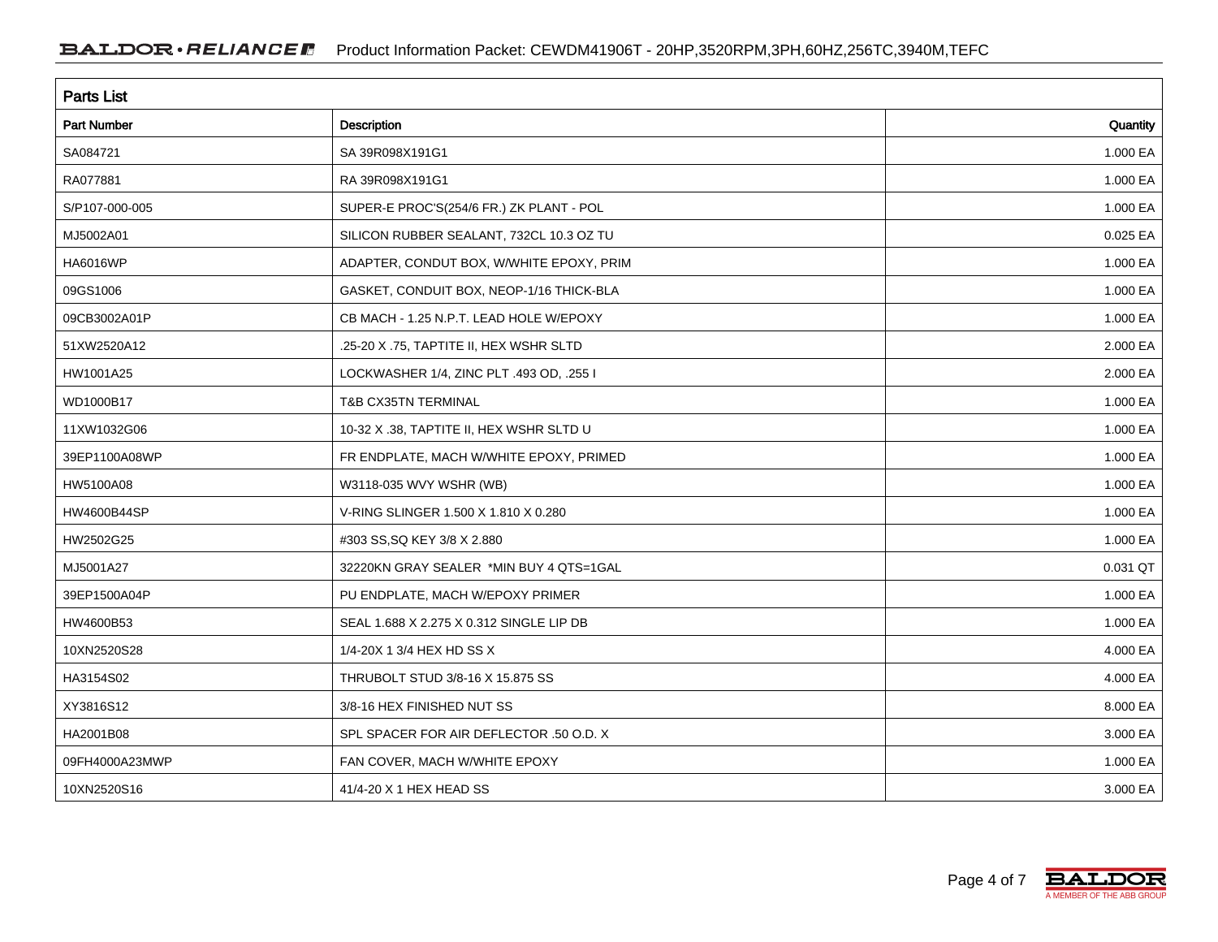| Parts List | | |
|---|---|---|
| **Part Number** | **Description** | **Quantity** |
| SA084721 | SA 39R098X191G1 | 1.000 EA |
| RA077881 | RA 39R098X191G1 | 1.000 EA |
| S/P107-000-005 | SUPER-E PROC'S(254/6 FR.) ZK PLANT - POL | 1.000 EA |
| MJ5002A01 | SILICON RUBBER SEALANT, 732CL 10.3 OZ TU | 0.025 EA |
| HA6016WP | ADAPTER, CONDUT BOX, W/WHITE EPOXY, PRIM | 1.000 EA |
| 09GS1006 | GASKET, CONDUIT BOX, NEOP-1/16 THICK-BLA | 1.000 EA |
| 09CB3002A01P | CB MACH - 1.25 N.P.T. LEAD HOLE W/EPOXY | 1.000 EA |
| 51XW2520A12 | .25-20 X .75, TAPTITE II, HEX WSHR SLTD | 2.000 EA |
| HW1001A25 | LOCKWASHER 1/4, ZINC PLT .493 OD, .255 I | 2.000 EA |
| WD1000B17 | T&B CX35TN TERMINAL | 1.000 EA |
| 11XW1032G06 | 10-32 X .38, TAPTITE II, HEX WSHR SLTD U | 1.000 EA |
| 39EP1100A08WP | FR ENDPLATE, MACH W/WHITE EPOXY, PRIMED | 1.000 EA |
| HW5100A08 | W3118-035 WVY WSHR (WB) | 1.000 EA |
| HW4600B44SP | V-RING SLINGER 1.500 X 1.810 X 0.280 | 1.000 EA |
| HW2502G25 | #303 SS,SQ KEY 3/8 X 2.880 | 1.000 EA |
| MJ5001A27 | 32220KN GRAY SEALER *MIN BUY 4 QTS=1GAL | 0.031 QT |
| 39EP1500A04P | PU ENDPLATE, MACH W/EPOXY PRIMER | 1.000 EA |
| HW4600B53 | SEAL 1.688 X 2.275 X 0.312 SINGLE LIP DB | 1.000 EA |
| 10XN2520S28 | 1/4-20X 1 3/4 HEX HD SS X | 4.000 EA |
| HA3154S02 | THRUBOLT STUD 3/8-16 X 15.875 SS | 4.000 EA |
| XY3816S12 | 3/8-16 HEX FINISHED NUT SS | 8.000 EA |
| HA2001B08 | SPL SPACER FOR AIR DEFLECTOR .50 O.D. X | 3.000 EA |
| 09FH4000A23MWP | FAN COVER, MACH W/WHITE EPOXY | 1.000 EA |
| 10XN2520S16 | 41/4-20 X 1 HEX HEAD SS | 3.000 EA |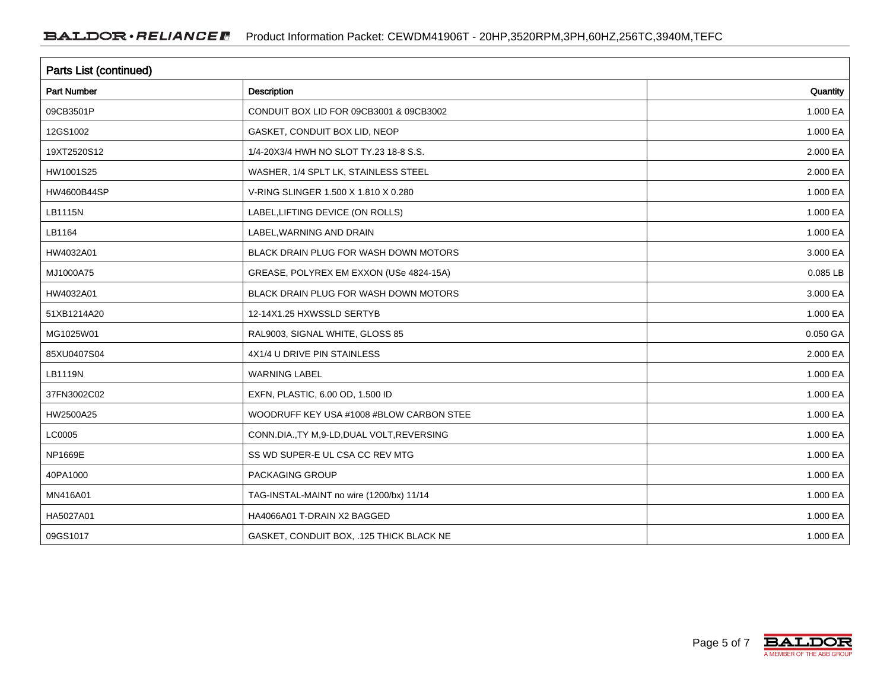## Parts List (continued)

| Part Number | Description | Quantity |
|---|---|---|
| 09CB3501P | CONDUIT BOX LID FOR 09CB3001 & 09CB3002 | 1.000 EA |
| 12GS1002 | GASKET, CONDUIT BOX LID, NEOP | 1.000 EA |
| 19XT2520S12 | 1/4-20X3/4 HWH NO SLOT TY.23 18-8 S.S. | 2.000 EA |
| HW1001S25 | WASHER, 1/4 SPLT LK, STAINLESS STEEL | 2.000 EA |
| HW4600B44SP | V-RING SLINGER 1.500 X 1.810 X 0.280 | 1.000 EA |
| LB1115N | LABEL,LIFTING DEVICE (ON ROLLS) | 1.000 EA |
| LB1164 | LABEL,WARNING AND DRAIN | 1.000 EA |
| HW4032A01 | BLACK DRAIN PLUG FOR WASH DOWN MOTORS | 3.000 EA |
| MJ1000A75 | GREASE, POLYREX EM EXXON (USe 4824-15A) | 0.085 LB |
| HW4032A01 | BLACK DRAIN PLUG FOR WASH DOWN MOTORS | 3.000 EA |
| 51XB1214A20 | 12-14X1.25 HXWSSLD SERTYB | 1.000 EA |
| MG1025W01 | RAL9003, SIGNAL WHITE, GLOSS 85 | 0.050 GA |
| 85XU0407S04 | 4X1/4 U DRIVE PIN STAINLESS | 2.000 EA |
| LB1119N | WARNING LABEL | 1.000 EA |
| 37FN3002C02 | EXFN, PLASTIC, 6.00 OD, 1.500 ID | 1.000 EA |
| HW2500A25 | WOODRUFF KEY USA #1008 #BLOW CARBON STEE | 1.000 EA |
| LC0005 | CONN.DIA.,TY M,9-LD,DUAL VOLT,REVERSING | 1.000 EA |
| NP1669E | SS WD SUPER-E UL CSA CC REV MTG | 1.000 EA |
| 40PA1000 | PACKAGING GROUP | 1.000 EA |
| MN416A01 | TAG-INSTAL-MAINT no wire (1200/bx) 11/14 | 1.000 EA |
| HA5027A01 | HA4066A01 T-DRAIN X2 BAGGED | 1.000 EA |
| 09GS1017 | GASKET, CONDUIT BOX, .125 THICK BLACK NE | 1.000 EA |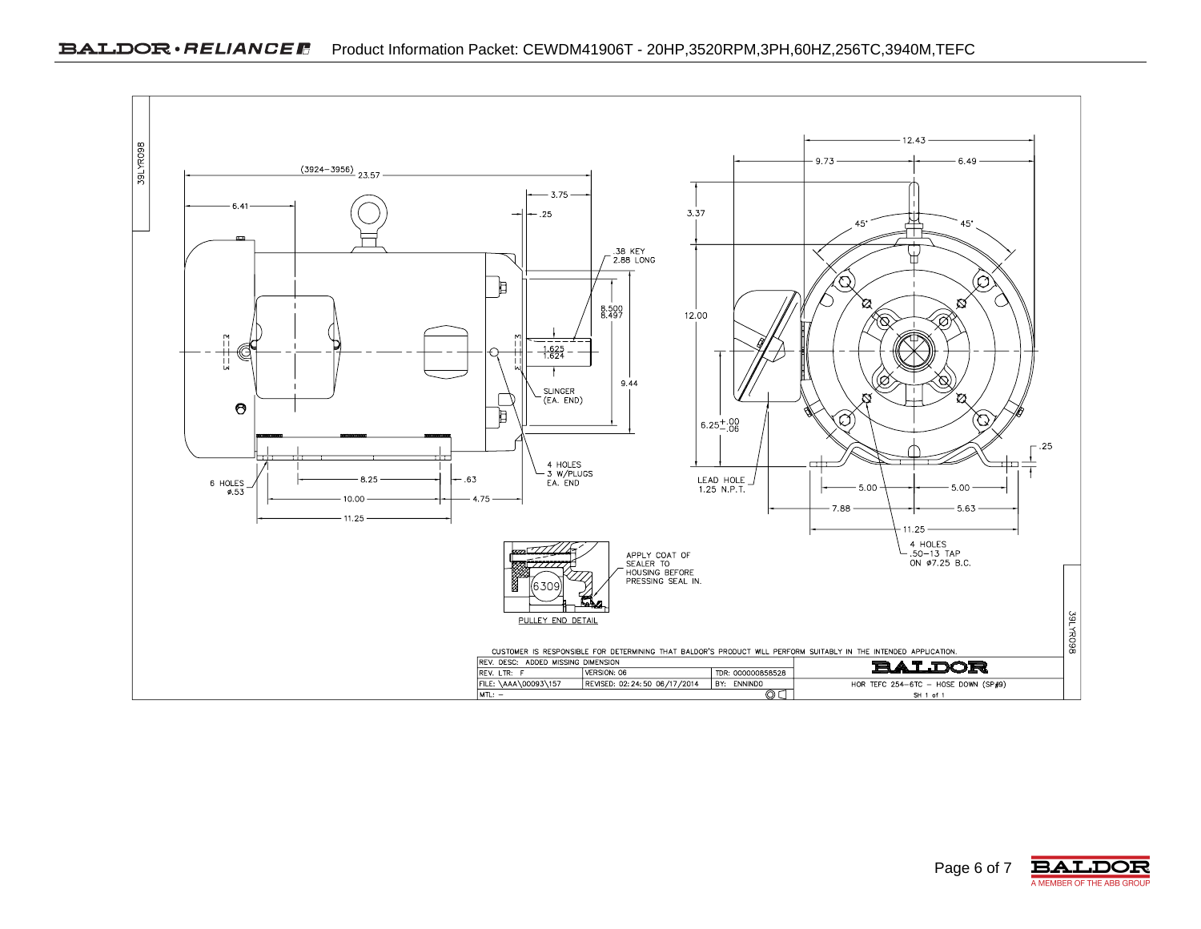39LYR098

(3924–3956) 23.57

6.41

3.75

.25

.38 KEY
2.88 LONG

8.500
8.497

1.625
1.624

9.44

SLINGER
(EA. END)

4 HOLES
3 W/PLUGS
EA. END

6 HOLES
ø.53

8.25

.63

10.00

4.75

11.25

12.43

9.73

6.49

3.37

45°

45°

12.00

6.25 +.00 −.06

.25

LEAD HOLE
1.25 N.P.T.

5.00

5.00

7.88

5.63

11.25

4 HOLES
.50–13 TAP
ON ø7.25 B.C.

6309

APPLY COAT OF
SEALER TO
HOUSING BEFORE
PRESSING SEAL IN.

PULLEY END DETAIL

39LYR098

CUSTOMER IS RESPONSIBLE FOR DETERMINING THAT BALDOR'S PRODUCT WILL PERFORM SUITABLY IN THE INTENDED APPLICATION.

| REV. DESC: ADDED MISSING DIMENSION | | | BALDOR |
|---|---|---|---|
| REV. LTR: F | VERSION: 06 | TDR: 000000858528 | |
| FILE: \AAA\00093\157 | REVISED: 02:24:50 06/17/2014 | BY: ENNINDO | HOR TEFC 254–6TC – HOSE DOWN (SP#9) |
| MTL: – | | | SH 1 of 1 |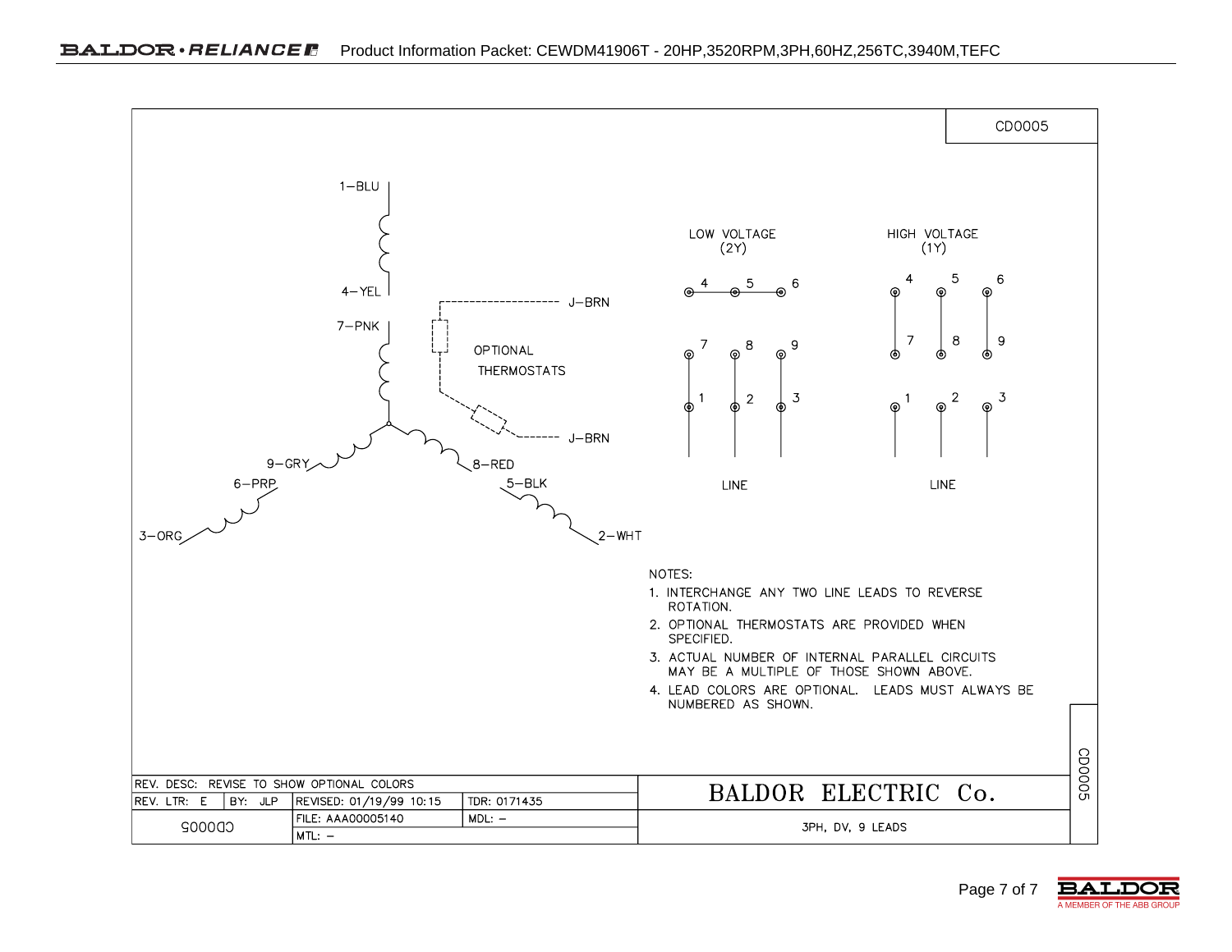CD0005

1-BLU

4-YEL

7-PNK

J-BRN

OPTIONAL

THERMOSTATS

J-BRN

9-GRY

8-RED

6-PRP

5-BLK

3-ORG

2-WHT

LOW VOLTAGE
(2Y)

4 5 6

7 8 9

1 2 3

LINE

HIGH VOLTAGE
(1Y)

4 5 6

7 8 9

1 2 3

LINE

NOTES:

1. INTERCHANGE ANY TWO LINE LEADS TO REVERSE ROTATION.
2. OPTIONAL THERMOSTATS ARE PROVIDED WHEN SPECIFIED.
3. ACTUAL NUMBER OF INTERNAL PARALLEL CIRCUITS MAY BE A MULTIPLE OF THOSE SHOWN ABOVE.
4. LEAD COLORS ARE OPTIONAL. LEADS MUST ALWAYS BE NUMBERED AS SHOWN.

| | | | | |
|---|---|---|---|---|
| REV. DESC: REVISE TO SHOW OPTIONAL COLORS | | | | BALDOR ELECTRIC Co. |
| REV. LTR: E | BY: JLP | REVISED: 01/19/99 10:15 | TDR: 0171435 | |
| CD0005 | | FILE: AAA00005140 | MDL: – | 3PH, DV, 9 LEADS |
| | | MTL: – | | |

CD0005